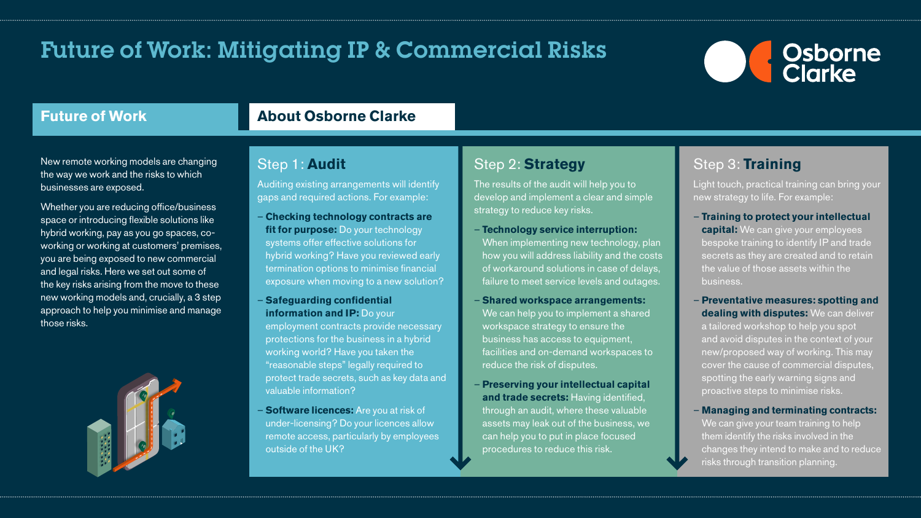# Future of Work: Mitigating IP & Commercial Risks

Osborne Clarke

## Future of Work

## About Osborne Clarke

New remote working models are changing the way we work and the risks to which businesses are exposed.

Whether you are reducing office/business space or introducing flexible solutions like hybrid working, pay as you go spaces, co-working or working at customers' premises, you are being exposed to new commercial and legal risks. Here we set out some of the key risks arising from the move to these new working models and, crucially, a 3 step approach to help you minimise and manage those risks.

### Step 1: Audit

Auditing existing arrangements will identify gaps and required actions. For example:

- **Checking technology contracts are fit for purpose:** Do your technology systems offer effective solutions for hybrid working? Have you reviewed early termination options to minimise financial exposure when moving to a new solution?
- **Safeguarding confidential information and IP:** Do your employment contracts provide necessary protections for the business in a hybrid working world? Have you taken the "reasonable steps" legally required to protect trade secrets, such as key data and valuable information?
- **Software licences:** Are you at risk of under-licensing? Do your licences allow remote access, particularly by employees outside of the UK?

### Step 2: Strategy

The results of the audit will help you to develop and implement a clear and simple strategy to reduce key risks.

- **Technology service interruption:** When implementing new technology, plan how you will address liability and the costs of workaround solutions in case of delays, failure to meet service levels and outages.
- **Shared workspace arrangements:** We can help you to implement a shared workspace strategy to ensure the business has access to equipment, facilities and on-demand workspaces to reduce the risk of disputes.
- **Preserving your intellectual capital and trade secrets:** Having identified, through an audit, where these valuable assets may leak out of the business, we can help you to put in place focused procedures to reduce this risk.

### Step 3: Training

Light touch, practical training can bring your new strategy to life. For example:

- **Training to protect your intellectual capital:** We can give your employees bespoke training to identify IP and trade secrets as they are created and to retain the value of those assets within the business.
- **Preventative measures: spotting and dealing with disputes:** We can deliver a tailored workshop to help you spot and avoid disputes in the context of your new/proposed way of working. This may cover the cause of commercial disputes, spotting the early warning signs and proactive steps to minimise risks.
- **Managing and terminating contracts:** We can give your team training to help them identify the risks involved in the changes they intend to make and to reduce risks through transition planning.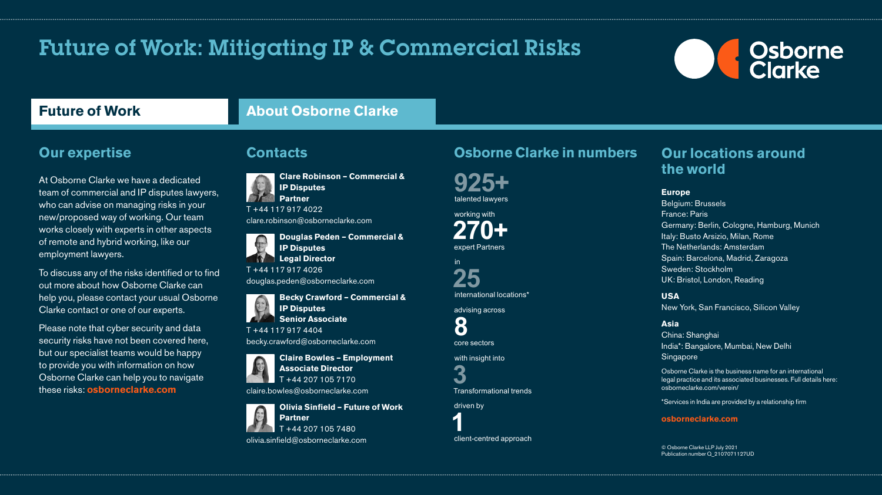# Future of Work: Mitigating IP & Commercial Risks

Osborne Clarke

**Future of Work** | **About Osborne Clarke**

## Our expertise

At Osborne Clarke we have a dedicated team of commercial and IP disputes lawyers, who can advise on managing risks in your new/proposed way of working. Our team works closely with experts in other aspects of remote and hybrid working, like our employment lawyers.

To discuss any of the risks identified or to find out more about how Osborne Clarke can help you, please contact your usual Osborne Clarke contact or one of our experts.

Please note that cyber security and data security risks have not been covered here, but our specialist teams would be happy to provide you with information on how Osborne Clarke can help you to navigate these risks: **osborneclarke.com**

## Contacts

**Clare Robinson – Commercial & IP Disputes**
**Partner**
T +44 117 917 4022
clare.robinson@osborneclarke.com

**Douglas Peden – Commercial & IP Disputes**
**Legal Director**
T +44 117 917 4026
douglas.peden@osborneclarke.com

**Becky Crawford – Commercial & IP Disputes**
**Senior Associate**
T +44 117 917 4404
becky.crawford@osborneclarke.com

**Claire Bowles – Employment**
**Associate Director**
T +44 207 105 7170
claire.bowles@osborneclarke.com

**Olivia Sinfield – Future of Work**
**Partner**
T +44 207 105 7480
olivia.sinfield@osborneclarke.com

## Osborne Clarke in numbers

**925+**
talented lawyers

working with
**270+**
expert Partners

in
**25**
international locations*

advising across
**8**
core sectors

with insight into
**3**
Transformational trends

driven by
**1**
client-centred approach

## Our locations around the world

**Europe**
Belgium: Brussels
France: Paris
Germany: Berlin, Cologne, Hamburg, Munich
Italy: Busto Arsizio, Milan, Rome
The Netherlands: Amsterdam
Spain: Barcelona, Madrid, Zaragoza
Sweden: Stockholm
UK: Bristol, London, Reading

**USA**
New York, San Francisco, Silicon Valley

**Asia**
China: Shanghai
India*: Bangalore, Mumbai, New Delhi
Singapore

Osborne Clarke is the business name for an international legal practice and its associated businesses. Full details here: osborneclarke.com/verein/

*Services in India are provided by a relationship firm

**osborneclarke.com**

© Osborne Clarke LLP July 2021
Publication number Q_2107071127UD